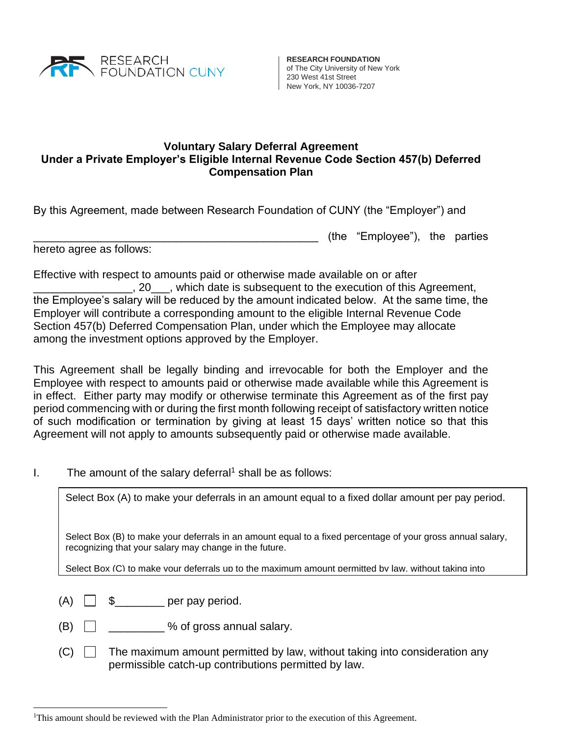RESEARCH FOUNDATION CUNY

**RESEARCH FOUNDATION**
of The City University of New York
230 West 41st Street
New York, NY 10036-7207

**Voluntary Salary Deferral Agreement**
**Under a Private Employer's Eligible Internal Revenue Code Section 457(b) Deferred Compensation Plan**

By this Agreement, made between Research Foundation of CUNY (the "Employer") and

_______________________________________________ (the "Employee"), the parties hereto agree as follows:

Effective with respect to amounts paid or otherwise made available on or after ________________, 20___, which date is subsequent to the execution of this Agreement, the Employee's salary will be reduced by the amount indicated below. At the same time, the Employer will contribute a corresponding amount to the eligible Internal Revenue Code Section 457(b) Deferred Compensation Plan, under which the Employee may allocate among the investment options approved by the Employer.

This Agreement shall be legally binding and irrevocable for both the Employer and the Employee with respect to amounts paid or otherwise made available while this Agreement is in effect. Either party may modify or otherwise terminate this Agreement as of the first pay period commencing with or during the first month following receipt of satisfactory written notice of such modification or termination by giving at least 15 days' written notice so that this Agreement will not apply to amounts subsequently paid or otherwise made available.

I. The amount of the salary deferral[1] shall be as follows:

Select Box (A) to make your deferrals in an amount equal to a fixed dollar amount per pay period.

Select Box (B) to make your deferrals in an amount equal to a fixed percentage of your gross annual salary, recognizing that your salary may change in the future.

Select Box (C) to make your deferrals up to the maximum amount permitted by law, without taking into

(A) ☐ $________ per pay period.

(B) ☐ _________ % of gross annual salary.

(C) ☐ The maximum amount permitted by law, without taking into consideration any permissible catch-up contributions permitted by law.

[1] This amount should be reviewed with the Plan Administrator prior to the execution of this Agreement.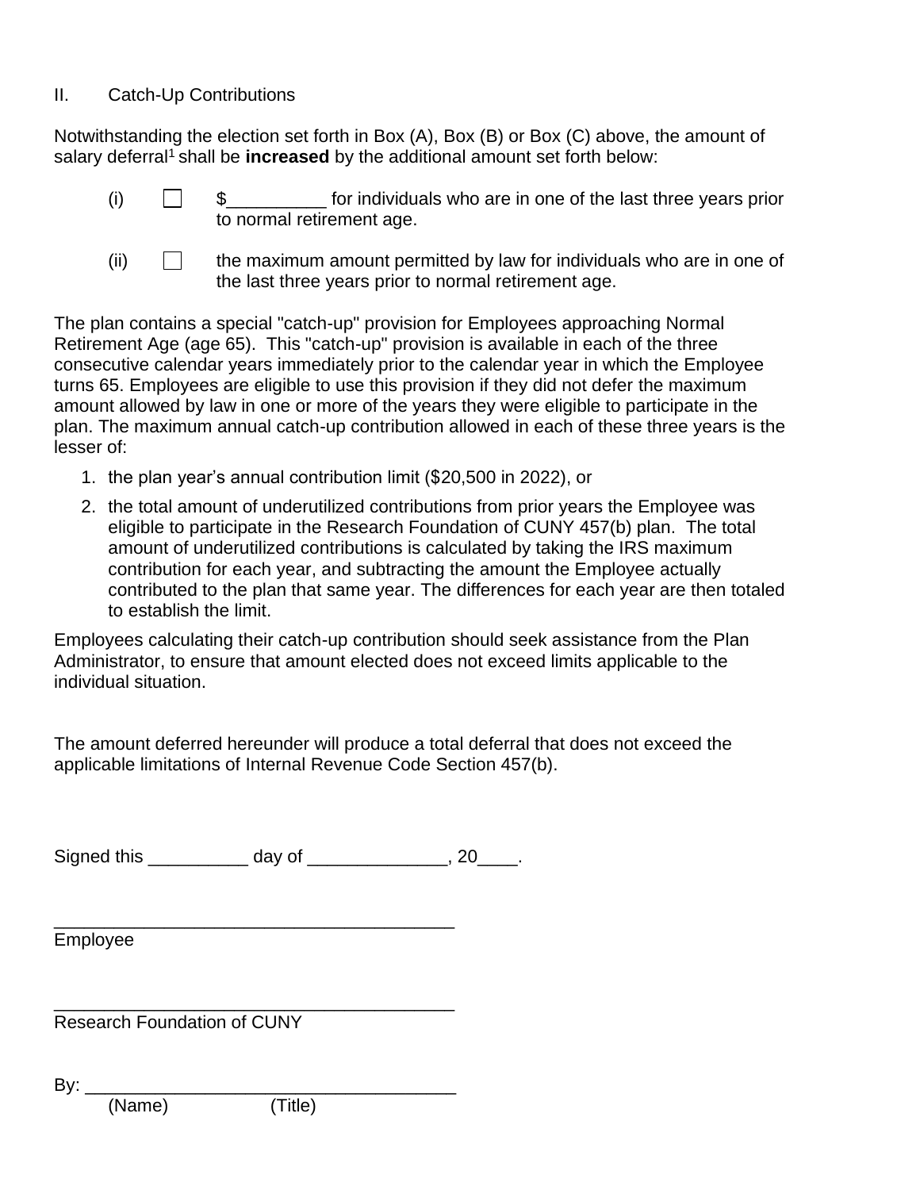II. Catch-Up Contributions

Notwithstanding the election set forth in Box (A), Box (B) or Box (C) above, the amount of salary deferral[1] shall be **increased** by the additional amount set forth below:

(i) ☐ $__________ for individuals who are in one of the last three years prior to normal retirement age.

(ii) ☐ the maximum amount permitted by law for individuals who are in one of the last three years prior to normal retirement age.

The plan contains a special "catch-up" provision for Employees approaching Normal Retirement Age (age 65). This "catch-up" provision is available in each of the three consecutive calendar years immediately prior to the calendar year in which the Employee turns 65. Employees are eligible to use this provision if they did not defer the maximum amount allowed by law in one or more of the years they were eligible to participate in the plan. The maximum annual catch-up contribution allowed in each of these three years is the lesser of:

1. the plan year's annual contribution limit ($20,500 in 2022), or
2. the total amount of underutilized contributions from prior years the Employee was eligible to participate in the Research Foundation of CUNY 457(b) plan. The total amount of underutilized contributions is calculated by taking the IRS maximum contribution for each year, and subtracting the amount the Employee actually contributed to the plan that same year. The differences for each year are then totaled to establish the limit.

Employees calculating their catch-up contribution should seek assistance from the Plan Administrator, to ensure that amount elected does not exceed limits applicable to the individual situation.

The amount deferred hereunder will produce a total deferral that does not exceed the applicable limitations of Internal Revenue Code Section 457(b).

Signed this __________ day of ______________, 20____.

_________________________________________
Employee

_________________________________________
Research Foundation of CUNY

By: ______________________________________
(Name) (Title)